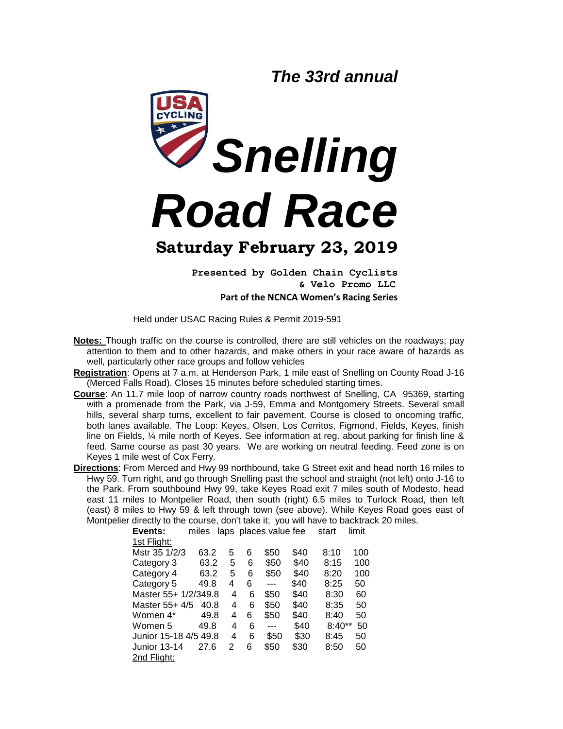*The 33rd annual*

# *Snelling Road Race*

## Saturday February 23, 2019

**Presented by Golden Chain Cyclists & Velo Promo LLC**

**Part of the NCNCA Women's Racing Series**

Held under USAC Racing Rules & Permit 2019-591

**Notes:** Though traffic on the course is controlled, there are still vehicles on the roadways; pay attention to them and to other hazards, and make others in your race aware of hazards as well, particularly other race groups and follow vehicles

**Registration**: Opens at 7 a.m. at Henderson Park, 1 mile east of Snelling on County Road J-16 (Merced Falls Road). Closes 15 minutes before scheduled starting times.

**Course**: An 11.7 mile loop of narrow country roads northwest of Snelling, CA 95369, starting with a promenade from the Park, via J-59, Emma and Montgomery Streets. Several small hills, several sharp turns, excellent to fair pavement. Course is closed to oncoming traffic, both lanes available. The Loop: Keyes, Olsen, Los Cerritos, Figmond, Fields, Keyes, finish line on Fields, ¼ mile north of Keyes. See information at reg. about parking for finish line & feed. Same course as past 30 years. We are working on neutral feeding. Feed zone is on Keyes 1 mile west of Cox Ferry.

**Directions**: From Merced and Hwy 99 northbound, take G Street exit and head north 16 miles to Hwy 59. Turn right, and go through Snelling past the school and straight (not left) onto J-16 to the Park. From southbound Hwy 99, take Keyes Road exit 7 miles south of Modesto, head east 11 miles to Montpelier Road, then south (right) 6.5 miles to Turlock Road, then left (east) 8 miles to Hwy 59 & left through town (see above). While Keyes Road goes east of Montpelier directly to the course, don't take it; you will have to backtrack 20 miles.

| **Events:** | miles | laps | places | value | fee | start | limit |
|---|---|---|---|---|---|---|---|
| 1st Flight: | | | | | | | |
| Mstr 35 1/2/3 | 63.2 | 5 | 6 | $50 | $40 | 8:10 | 100 |
| Category 3 | 63.2 | 5 | 6 | $50 | $40 | 8:15 | 100 |
| Category 4 | 63.2 | 5 | 6 | $50 | $40 | 8:20 | 100 |
| Category 5 | 49.8 | 4 | 6 | --- | $40 | 8:25 | 50 |
| Master 55+ 1/2/3 | 49.8 | 4 | 6 | $50 | $40 | 8:30 | 60 |
| Master 55+ 4/5 | 40.8 | 4 | 6 | $50 | $40 | 8:35 | 50 |
| Women 4* | 49.8 | 4 | 6 | $50 | $40 | 8:40 | 50 |
| Women 5 | 49.8 | 4 | 6 | --- | $40 | 8:40** | 50 |
| Junior 15-18 4/5 | 49.8 | 4 | 6 | $50 | $30 | 8:45 | 50 |
| Junior 13-14 | 27.6 | 2 | 6 | $50 | $30 | 8:50 | 50 |
| 2nd Flight: | | | | | | | |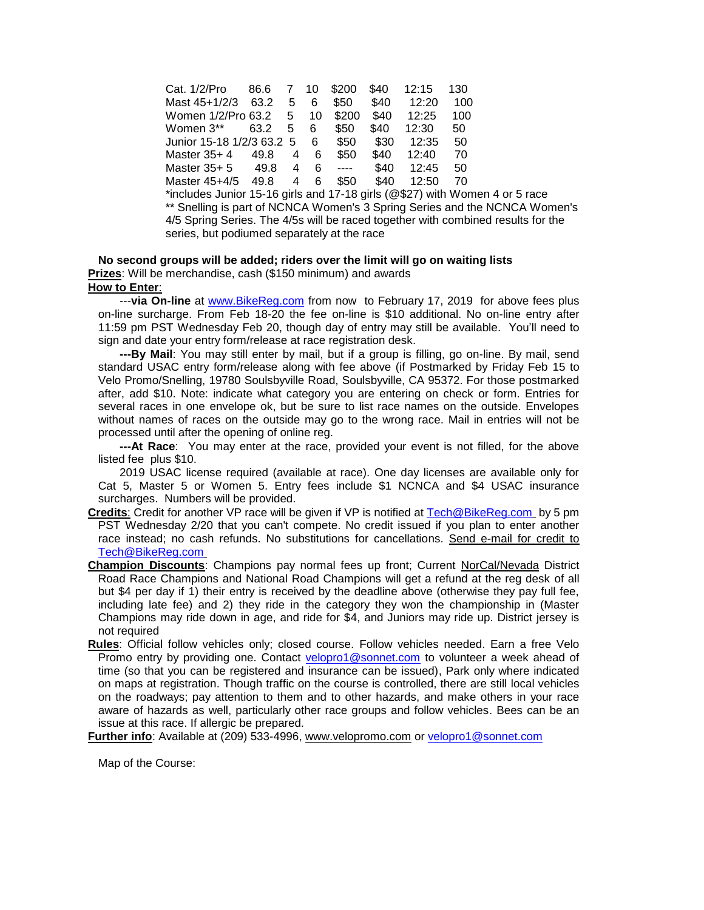| | | | | | | | |
|---|---|---|---|---|---|---|---|
| Cat. 1/2/Pro | 86.6 | 7 | 10 | $200 | $40 | 12:15 | 130 |
| Mast 45+1/2/3 | 63.2 | 5 | 6 | $50 | $40 | 12:20 | 100 |
| Women 1/2/Pro | 63.2 | 5 | 10 | $200 | $40 | 12:25 | 100 |
| Women 3** | 63.2 | 5 | 6 | $50 | $40 | 12:30 | 50 |
| Junior 15-18 1/2/3 | 63.2 | 5 | 6 | $50 | $30 | 12:35 | 50 |
| Master 35+ 4 | 49.8 | 4 | 6 | $50 | $40 | 12:40 | 70 |
| Master 35+ 5 | 49.8 | 4 | 6 | ---- | $40 | 12:45 | 50 |
| Master 45+4/5 | 49.8 | 4 | 6 | $50 | $40 | 12:50 | 70 |

*includes Junior 15-16 girls and 17-18 girls (@$27) with Women 4 or 5 race
** Snelling is part of NCNCA Women's 3 Spring Series and the NCNCA Women's 4/5 Spring Series. The 4/5s will be raced together with combined results for the series, but podiumed separately at the race

**No second groups will be added; riders over the limit will go on waiting lists**

**Prizes**: Will be merchandise, cash ($150 minimum) and awards

**How to Enter**:

---**via On-line** at www.BikeReg.com from now to February 17, 2019 for above fees plus on-line surcharge. From Feb 18-20 the fee on-line is $10 additional. No on-line entry after 11:59 pm PST Wednesday Feb 20, though day of entry may still be available. You'll need to sign and date your entry form/release at race registration desk.

**---By Mail**: You may still enter by mail, but if a group is filling, go on-line. By mail, send standard USAC entry form/release along with fee above (if Postmarked by Friday Feb 15 to Velo Promo/Snelling, 19780 Soulsbyville Road, Soulsbyville, CA 95372. For those postmarked after, add $10. Note: indicate what category you are entering on check or form. Entries for several races in one envelope ok, but be sure to list race names on the outside. Envelopes without names of races on the outside may go to the wrong race. Mail in entries will not be processed until after the opening of online reg.

**---At Race**: You may enter at the race, provided your event is not filled, for the above listed fee plus $10.

2019 USAC license required (available at race). One day licenses are available only for Cat 5, Master 5 or Women 5. Entry fees include $1 NCNCA and $4 USAC insurance surcharges. Numbers will be provided.

**Credits**: Credit for another VP race will be given if VP is notified at Tech@BikeReg.com by 5 pm PST Wednesday 2/20 that you can't compete. No credit issued if you plan to enter another race instead; no cash refunds. No substitutions for cancellations. Send e-mail for credit to Tech@BikeReg.com

**Champion Discounts**: Champions pay normal fees up front; Current NorCal/Nevada District Road Race Champions and National Road Champions will get a refund at the reg desk of all but $4 per day if 1) their entry is received by the deadline above (otherwise they pay full fee, including late fee) and 2) they ride in the category they won the championship in (Master Champions may ride down in age, and ride for $4, and Juniors may ride up. District jersey is not required

**Rules**: Official follow vehicles only; closed course. Follow vehicles needed. Earn a free Velo Promo entry by providing one. Contact velopro1@sonnet.com to volunteer a week ahead of time (so that you can be registered and insurance can be issued), Park only where indicated on maps at registration. Though traffic on the course is controlled, there are still local vehicles on the roadways; pay attention to them and to other hazards, and make others in your race aware of hazards as well, particularly other race groups and follow vehicles. Bees can be an issue at this race. If allergic be prepared.

**Further info**: Available at (209) 533-4996, www.velopromo.com or velopro1@sonnet.com

Map of the Course: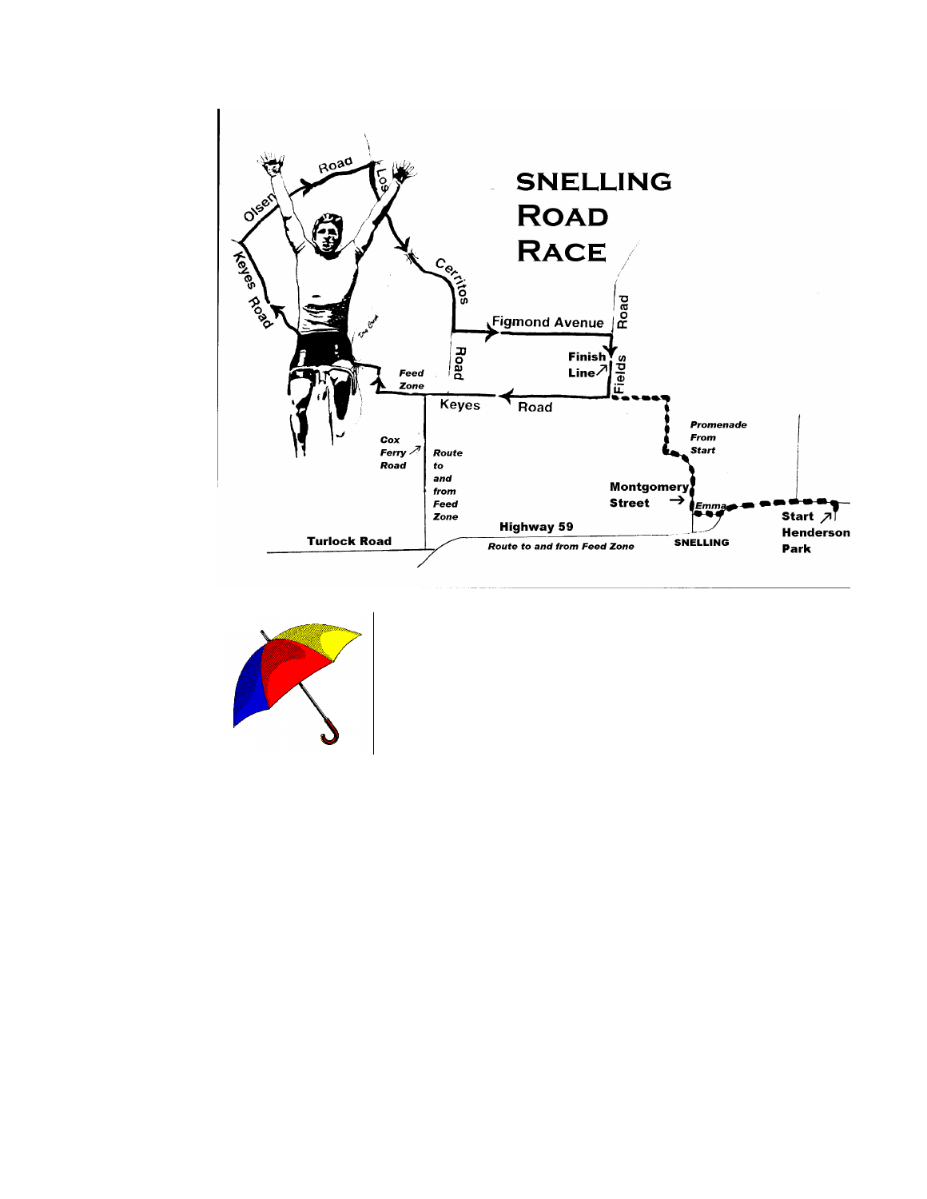# SNELLING ROAD RACE

Olsen Road

Los Cerritos Road

Keyes Road

Figmond Avenue

Fields Road

Finish Line

Feed Zone

Keyes Road

Cox Ferry Road

Route to and from Feed Zone

Promenade From Start

Montgomery Street

Emma

Start Henderson Park

Highway 59

Route to and from Feed Zone

Turlock Road

SNELLING